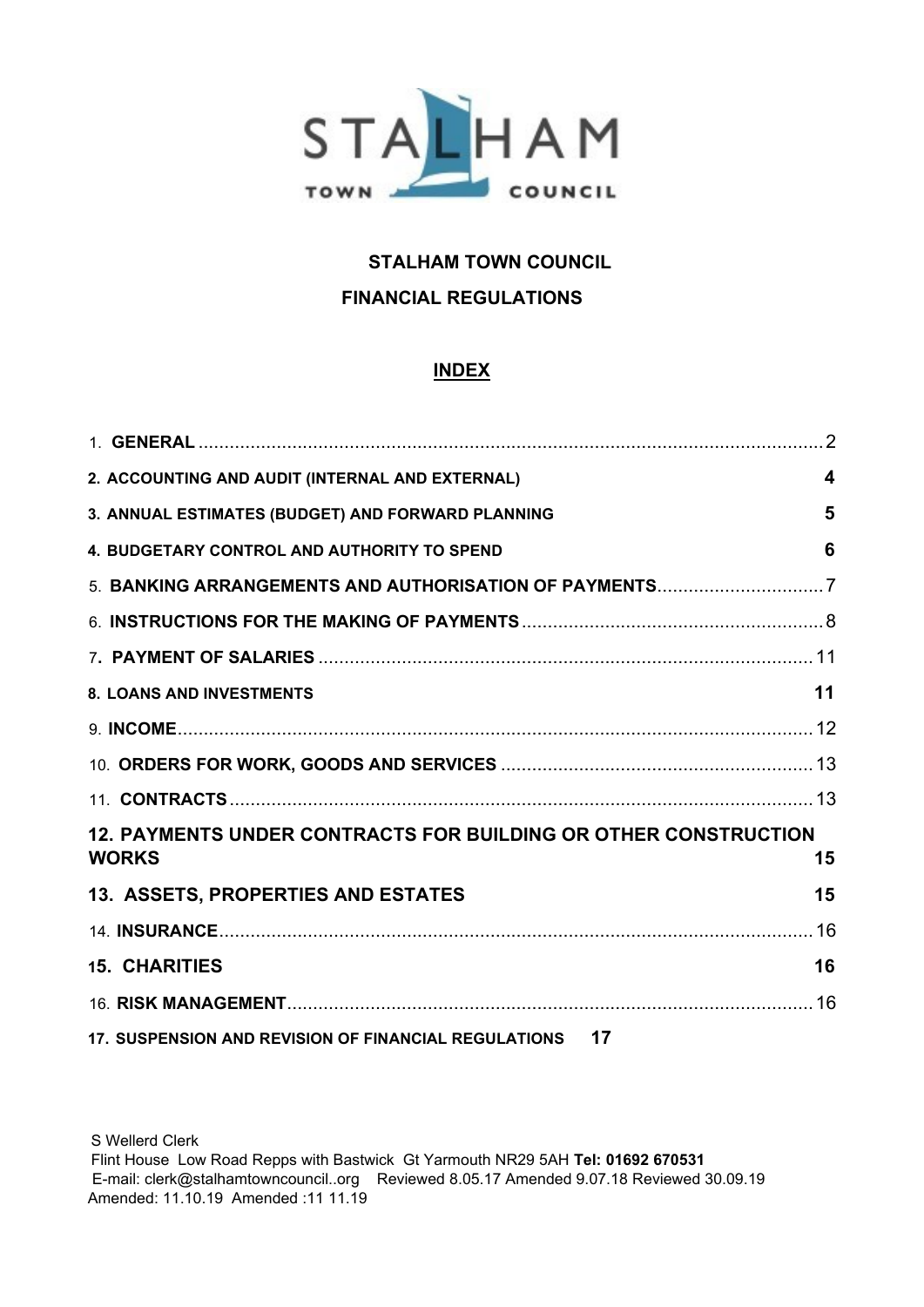STALHAM TOWN COUNCIL

# STALHAM TOWN COUNCIL

# FINANCIAL REGULATIONS

## INDEX

| | |
|---|---|
| 1. **GENERAL** | 2 |
| **2. ACCOUNTING AND AUDIT (INTERNAL AND EXTERNAL)** | **4** |
| **3. ANNUAL ESTIMATES (BUDGET) AND FORWARD PLANNING** | **5** |
| **4. BUDGETARY CONTROL AND AUTHORITY TO SPEND** | **6** |
| 5. **BANKING ARRANGEMENTS AND AUTHORISATION OF PAYMENTS** | 7 |
| 6. **INSTRUCTIONS FOR THE MAKING OF PAYMENTS** | 8 |
| 7**. PAYMENT OF SALARIES** | 11 |
| **8. LOANS AND INVESTMENTS** | **11** |
| 9. **INCOME** | 12 |
| 10. **ORDERS FOR WORK, GOODS AND SERVICES** | 13 |
| 11. **CONTRACTS** | 13 |
| **12. PAYMENTS UNDER CONTRACTS FOR BUILDING OR OTHER CONSTRUCTION WORKS** | **15** |
| **13. ASSETS, PROPERTIES AND ESTATES** | **15** |
| 14. **INSURANCE** | 16 |
| **15. CHARITIES** | **16** |
| 16. **RISK MANAGEMENT** | 16 |
| **17. SUSPENSION AND REVISION OF FINANCIAL REGULATIONS** | **17** |

S Wellerd Clerk
Flint House Low Road Repps with Bastwick Gt Yarmouth NR29 5AH **Tel: 01692 670531**
E-mail: clerk@stalhamtowncouncil..org Reviewed 8.05.17 Amended 9.07.18 Reviewed 30.09.19
Amended: 11.10.19 Amended :11 11.19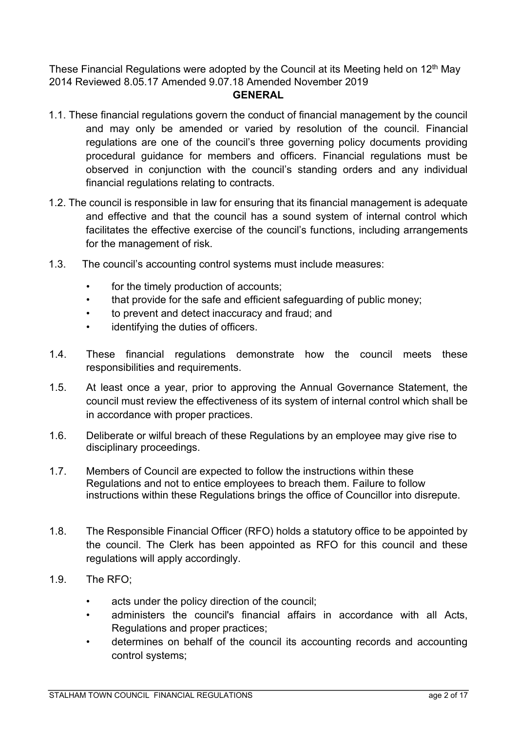These Financial Regulations were adopted by the Council at its Meeting held on 12th May 2014 Reviewed 8.05.17 Amended 9.07.18 Amended November 2019

## GENERAL

1.1. These financial regulations govern the conduct of financial management by the council and may only be amended or varied by resolution of the council. Financial regulations are one of the council's three governing policy documents providing procedural guidance for members and officers. Financial regulations must be observed in conjunction with the council's standing orders and any individual financial regulations relating to contracts.

1.2. The council is responsible in law for ensuring that its financial management is adequate and effective and that the council has a sound system of internal control which facilitates the effective exercise of the council's functions, including arrangements for the management of risk.

1.3. The council's accounting control systems must include measures:

- for the timely production of accounts;
- that provide for the safe and efficient safeguarding of public money;
- to prevent and detect inaccuracy and fraud; and
- identifying the duties of officers.

1.4. These financial regulations demonstrate how the council meets these responsibilities and requirements.

1.5. At least once a year, prior to approving the Annual Governance Statement, the council must review the effectiveness of its system of internal control which shall be in accordance with proper practices.

1.6. Deliberate or wilful breach of these Regulations by an employee may give rise to disciplinary proceedings.

1.7. Members of Council are expected to follow the instructions within these Regulations and not to entice employees to breach them. Failure to follow instructions within these Regulations brings the office of Councillor into disrepute.

1.8. The Responsible Financial Officer (RFO) holds a statutory office to be appointed by the council. The Clerk has been appointed as RFO for this council and these regulations will apply accordingly.

1.9. The RFO;

- acts under the policy direction of the council;
- administers the council's financial affairs in accordance with all Acts, Regulations and proper practices;
- determines on behalf of the council its accounting records and accounting control systems;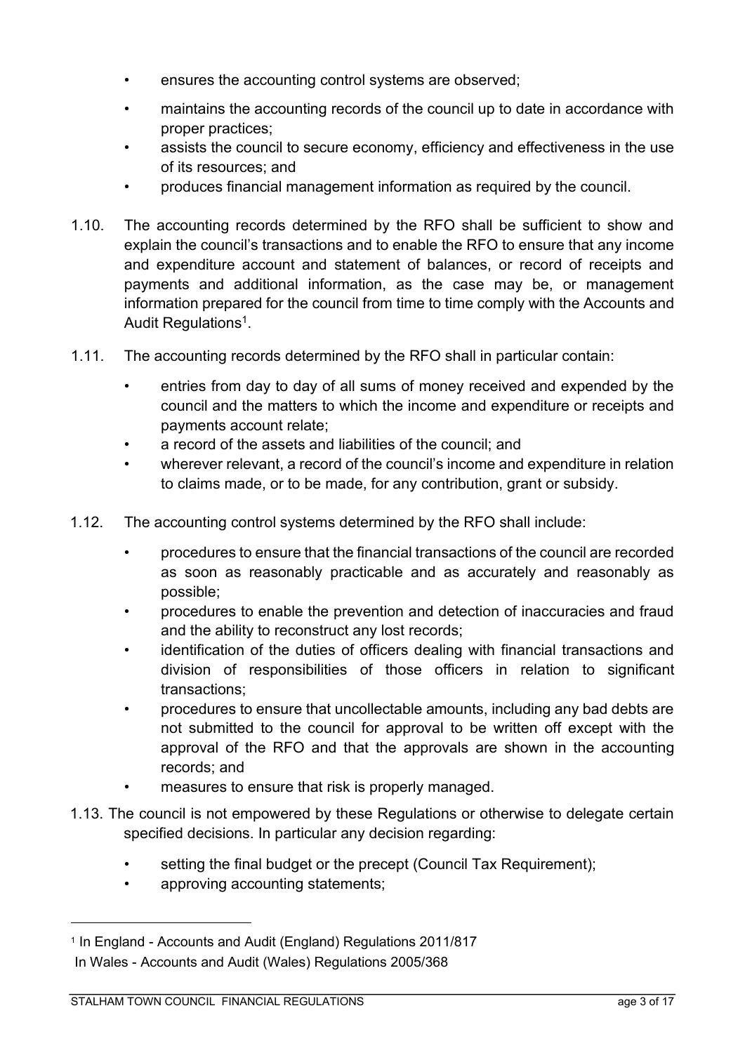- ensures the accounting control systems are observed;
- maintains the accounting records of the council up to date in accordance with proper practices;
- assists the council to secure economy, efficiency and effectiveness in the use of its resources; and
- produces financial management information as required by the council.

1.10. The accounting records determined by the RFO shall be sufficient to show and explain the council's transactions and to enable the RFO to ensure that any income and expenditure account and statement of balances, or record of receipts and payments and additional information, as the case may be, or management information prepared for the council from time to time comply with the Accounts and Audit Regulations[1].

1.11. The accounting records determined by the RFO shall in particular contain:

- entries from day to day of all sums of money received and expended by the council and the matters to which the income and expenditure or receipts and payments account relate;
- a record of the assets and liabilities of the council; and
- wherever relevant, a record of the council's income and expenditure in relation to claims made, or to be made, for any contribution, grant or subsidy.

1.12. The accounting control systems determined by the RFO shall include:

- procedures to ensure that the financial transactions of the council are recorded as soon as reasonably practicable and as accurately and reasonably as possible;
- procedures to enable the prevention and detection of inaccuracies and fraud and the ability to reconstruct any lost records;
- identification of the duties of officers dealing with financial transactions and division of responsibilities of those officers in relation to significant transactions;
- procedures to ensure that uncollectable amounts, including any bad debts are not submitted to the council for approval to be written off except with the approval of the RFO and that the approvals are shown in the accounting records; and
- measures to ensure that risk is properly managed.

1.13. The council is not empowered by these Regulations or otherwise to delegate certain specified decisions. In particular any decision regarding:

- setting the final budget or the precept (Council Tax Requirement);
- approving accounting statements;

---

[1] In England - Accounts and Audit (England) Regulations 2011/817
In Wales - Accounts and Audit (Wales) Regulations 2005/368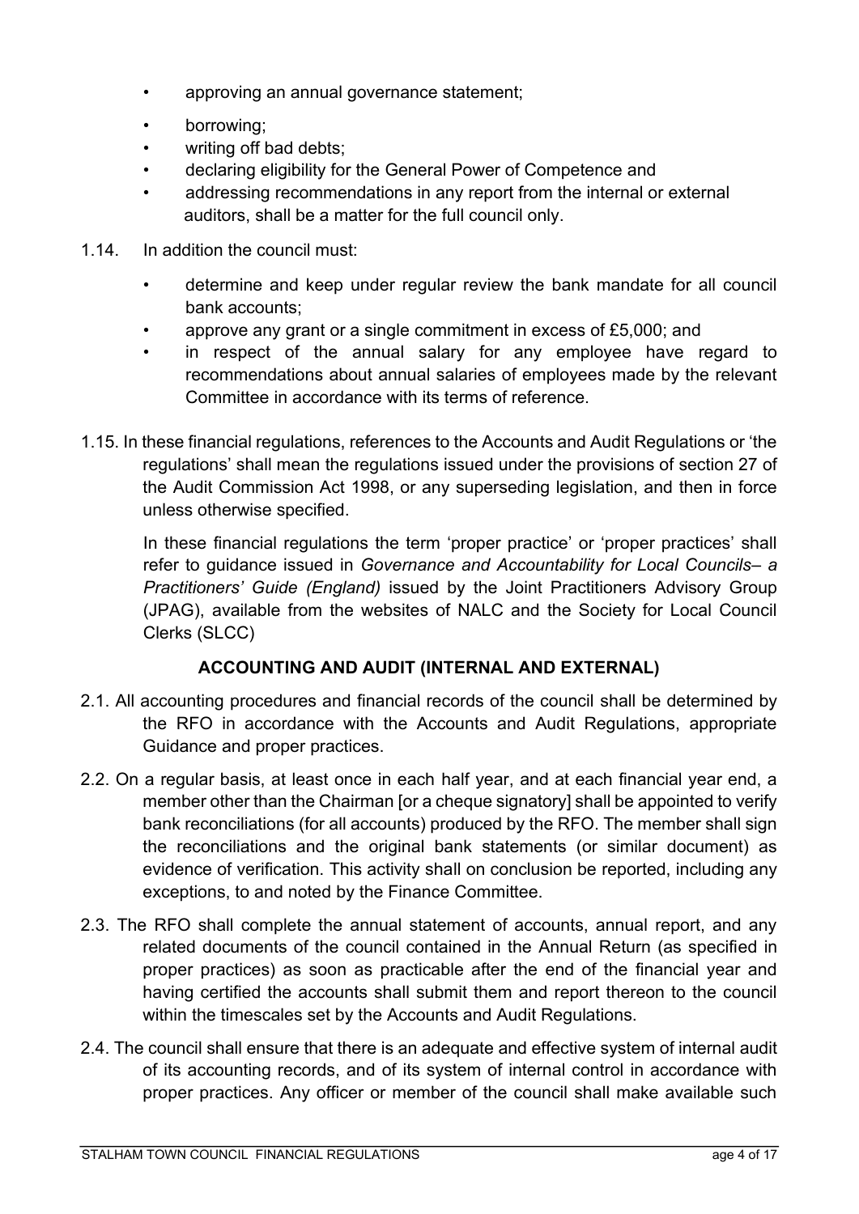- approving an annual governance statement;
- borrowing;
- writing off bad debts;
- declaring eligibility for the General Power of Competence and
- addressing recommendations in any report from the internal or external auditors, shall be a matter for the full council only.

1.14. In addition the council must:

- determine and keep under regular review the bank mandate for all council bank accounts;
- approve any grant or a single commitment in excess of £5,000; and
- in respect of the annual salary for any employee have regard to recommendations about annual salaries of employees made by the relevant Committee in accordance with its terms of reference.

1.15. In these financial regulations, references to the Accounts and Audit Regulations or 'the regulations' shall mean the regulations issued under the provisions of section 27 of the Audit Commission Act 1998, or any superseding legislation, and then in force unless otherwise specified.

In these financial regulations the term 'proper practice' or 'proper practices' shall refer to guidance issued in *Governance and Accountability for Local Councils– a Practitioners' Guide (England)* issued by the Joint Practitioners Advisory Group (JPAG), available from the websites of NALC and the Society for Local Council Clerks (SLCC)

## ACCOUNTING AND AUDIT (INTERNAL AND EXTERNAL)

2.1. All accounting procedures and financial records of the council shall be determined by the RFO in accordance with the Accounts and Audit Regulations, appropriate Guidance and proper practices.

2.2. On a regular basis, at least once in each half year, and at each financial year end, a member other than the Chairman [or a cheque signatory] shall be appointed to verify bank reconciliations (for all accounts) produced by the RFO. The member shall sign the reconciliations and the original bank statements (or similar document) as evidence of verification. This activity shall on conclusion be reported, including any exceptions, to and noted by the Finance Committee.

2.3. The RFO shall complete the annual statement of accounts, annual report, and any related documents of the council contained in the Annual Return (as specified in proper practices) as soon as practicable after the end of the financial year and having certified the accounts shall submit them and report thereon to the council within the timescales set by the Accounts and Audit Regulations.

2.4. The council shall ensure that there is an adequate and effective system of internal audit of its accounting records, and of its system of internal control in accordance with proper practices. Any officer or member of the council shall make available such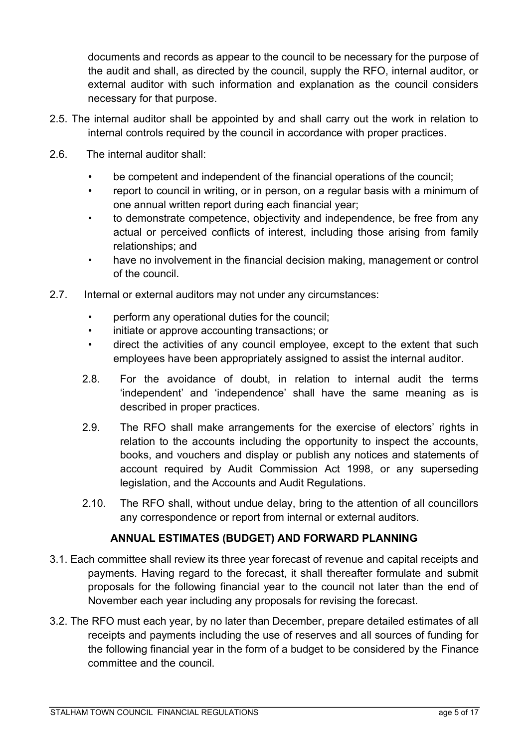documents and records as appear to the council to be necessary for the purpose of the audit and shall, as directed by the council, supply the RFO, internal auditor, or external auditor with such information and explanation as the council considers necessary for that purpose.

2.5. The internal auditor shall be appointed by and shall carry out the work in relation to internal controls required by the council in accordance with proper practices.

2.6. The internal auditor shall:

- be competent and independent of the financial operations of the council;
- report to council in writing, or in person, on a regular basis with a minimum of one annual written report during each financial year;
- to demonstrate competence, objectivity and independence, be free from any actual or perceived conflicts of interest, including those arising from family relationships; and
- have no involvement in the financial decision making, management or control of the council.

2.7. Internal or external auditors may not under any circumstances:

- perform any operational duties for the council;
- initiate or approve accounting transactions; or
- direct the activities of any council employee, except to the extent that such employees have been appropriately assigned to assist the internal auditor.

2.8. For the avoidance of doubt, in relation to internal audit the terms 'independent' and 'independence' shall have the same meaning as is described in proper practices.

2.9. The RFO shall make arrangements for the exercise of electors' rights in relation to the accounts including the opportunity to inspect the accounts, books, and vouchers and display or publish any notices and statements of account required by Audit Commission Act 1998, or any superseding legislation, and the Accounts and Audit Regulations.

2.10. The RFO shall, without undue delay, bring to the attention of all councillors any correspondence or report from internal or external auditors.

## ANNUAL ESTIMATES (BUDGET) AND FORWARD PLANNING

3.1. Each committee shall review its three year forecast of revenue and capital receipts and payments. Having regard to the forecast, it shall thereafter formulate and submit proposals for the following financial year to the council not later than the end of November each year including any proposals for revising the forecast.

3.2. The RFO must each year, by no later than December, prepare detailed estimates of all receipts and payments including the use of reserves and all sources of funding for the following financial year in the form of a budget to be considered by the Finance committee and the council.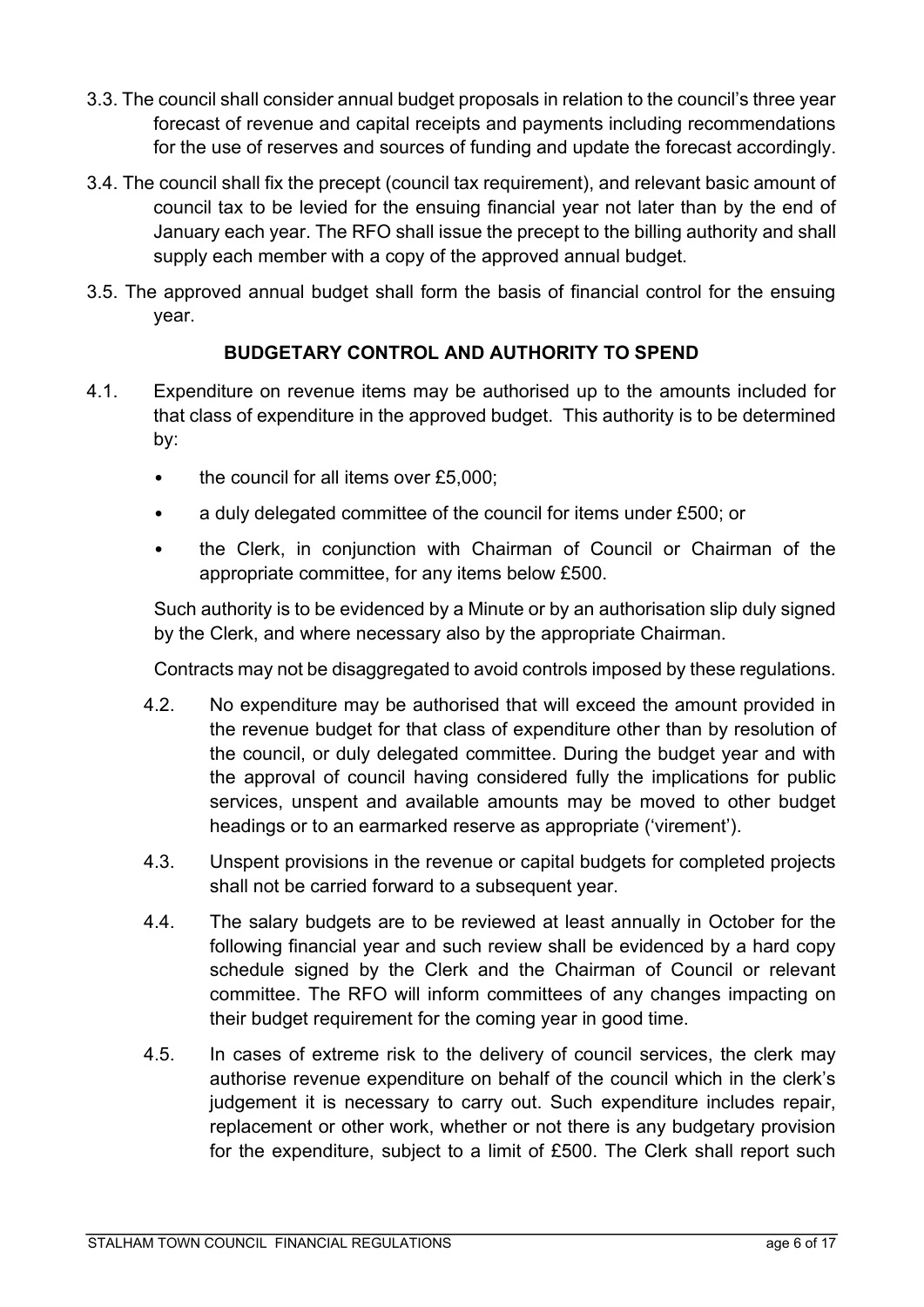3.3. The council shall consider annual budget proposals in relation to the council's three year forecast of revenue and capital receipts and payments including recommendations for the use of reserves and sources of funding and update the forecast accordingly.

3.4. The council shall fix the precept (council tax requirement), and relevant basic amount of council tax to be levied for the ensuing financial year not later than by the end of January each year. The RFO shall issue the precept to the billing authority and shall supply each member with a copy of the approved annual budget.

3.5. The approved annual budget shall form the basis of financial control for the ensuing year.

## BUDGETARY CONTROL AND AUTHORITY TO SPEND

4.1. Expenditure on revenue items may be authorised up to the amounts included for that class of expenditure in the approved budget. This authority is to be determined by:

- the council for all items over £5,000;
- a duly delegated committee of the council for items under £500; or
- the Clerk, in conjunction with Chairman of Council or Chairman of the appropriate committee, for any items below £500.

Such authority is to be evidenced by a Minute or by an authorisation slip duly signed by the Clerk, and where necessary also by the appropriate Chairman.

Contracts may not be disaggregated to avoid controls imposed by these regulations.

4.2. No expenditure may be authorised that will exceed the amount provided in the revenue budget for that class of expenditure other than by resolution of the council, or duly delegated committee. During the budget year and with the approval of council having considered fully the implications for public services, unspent and available amounts may be moved to other budget headings or to an earmarked reserve as appropriate ('virement').

4.3. Unspent provisions in the revenue or capital budgets for completed projects shall not be carried forward to a subsequent year.

4.4. The salary budgets are to be reviewed at least annually in October for the following financial year and such review shall be evidenced by a hard copy schedule signed by the Clerk and the Chairman of Council or relevant committee. The RFO will inform committees of any changes impacting on their budget requirement for the coming year in good time.

4.5. In cases of extreme risk to the delivery of council services, the clerk may authorise revenue expenditure on behalf of the council which in the clerk's judgement it is necessary to carry out. Such expenditure includes repair, replacement or other work, whether or not there is any budgetary provision for the expenditure, subject to a limit of £500. The Clerk shall report such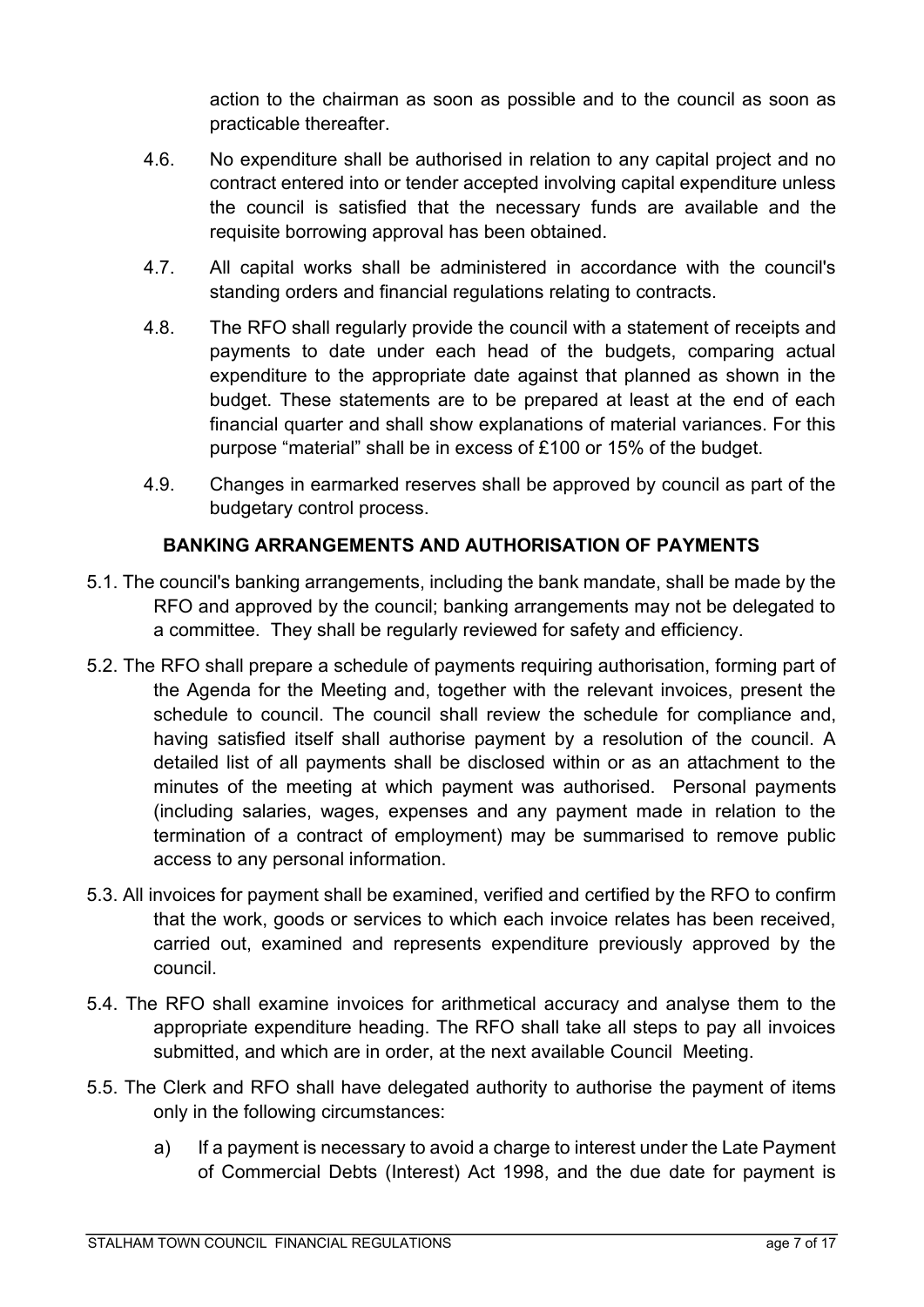action to the chairman as soon as possible and to the council as soon as practicable thereafter.

4.6. No expenditure shall be authorised in relation to any capital project and no contract entered into or tender accepted involving capital expenditure unless the council is satisfied that the necessary funds are available and the requisite borrowing approval has been obtained.

4.7. All capital works shall be administered in accordance with the council's standing orders and financial regulations relating to contracts.

4.8. The RFO shall regularly provide the council with a statement of receipts and payments to date under each head of the budgets, comparing actual expenditure to the appropriate date against that planned as shown in the budget. These statements are to be prepared at least at the end of each financial quarter and shall show explanations of material variances. For this purpose "material" shall be in excess of £100 or 15% of the budget.

4.9. Changes in earmarked reserves shall be approved by council as part of the budgetary control process.

## BANKING ARRANGEMENTS AND AUTHORISATION OF PAYMENTS

5.1. The council's banking arrangements, including the bank mandate, shall be made by the RFO and approved by the council; banking arrangements may not be delegated to a committee. They shall be regularly reviewed for safety and efficiency.

5.2. The RFO shall prepare a schedule of payments requiring authorisation, forming part of the Agenda for the Meeting and, together with the relevant invoices, present the schedule to council. The council shall review the schedule for compliance and, having satisfied itself shall authorise payment by a resolution of the council. A detailed list of all payments shall be disclosed within or as an attachment to the minutes of the meeting at which payment was authorised. Personal payments (including salaries, wages, expenses and any payment made in relation to the termination of a contract of employment) may be summarised to remove public access to any personal information.

5.3. All invoices for payment shall be examined, verified and certified by the RFO to confirm that the work, goods or services to which each invoice relates has been received, carried out, examined and represents expenditure previously approved by the council.

5.4. The RFO shall examine invoices for arithmetical accuracy and analyse them to the appropriate expenditure heading. The RFO shall take all steps to pay all invoices submitted, and which are in order, at the next available Council Meeting.

5.5. The Clerk and RFO shall have delegated authority to authorise the payment of items only in the following circumstances:

a) If a payment is necessary to avoid a charge to interest under the Late Payment of Commercial Debts (Interest) Act 1998, and the due date for payment is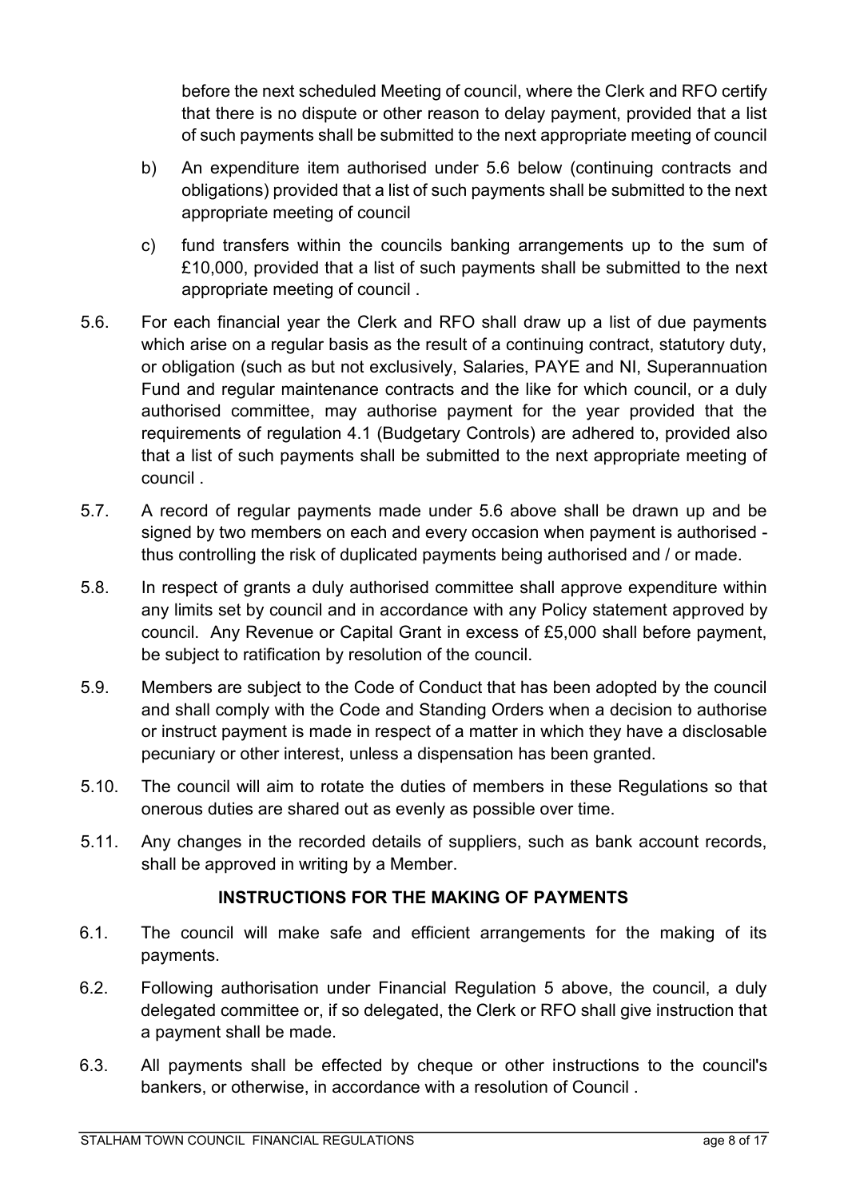before the next scheduled Meeting of council, where the Clerk and RFO certify that there is no dispute or other reason to delay payment, provided that a list of such payments shall be submitted to the next appropriate meeting of council

b) An expenditure item authorised under 5.6 below (continuing contracts and obligations) provided that a list of such payments shall be submitted to the next appropriate meeting of council

c) fund transfers within the councils banking arrangements up to the sum of £10,000, provided that a list of such payments shall be submitted to the next appropriate meeting of council .

5.6. For each financial year the Clerk and RFO shall draw up a list of due payments which arise on a regular basis as the result of a continuing contract, statutory duty, or obligation (such as but not exclusively, Salaries, PAYE and NI, Superannuation Fund and regular maintenance contracts and the like for which council, or a duly authorised committee, may authorise payment for the year provided that the requirements of regulation 4.1 (Budgetary Controls) are adhered to, provided also that a list of such payments shall be submitted to the next appropriate meeting of council .

5.7. A record of regular payments made under 5.6 above shall be drawn up and be signed by two members on each and every occasion when payment is authorised - thus controlling the risk of duplicated payments being authorised and / or made.

5.8. In respect of grants a duly authorised committee shall approve expenditure within any limits set by council and in accordance with any Policy statement approved by council. Any Revenue or Capital Grant in excess of £5,000 shall before payment, be subject to ratification by resolution of the council.

5.9. Members are subject to the Code of Conduct that has been adopted by the council and shall comply with the Code and Standing Orders when a decision to authorise or instruct payment is made in respect of a matter in which they have a disclosable pecuniary or other interest, unless a dispensation has been granted.

5.10. The council will aim to rotate the duties of members in these Regulations so that onerous duties are shared out as evenly as possible over time.

5.11. Any changes in the recorded details of suppliers, such as bank account records, shall be approved in writing by a Member.

## INSTRUCTIONS FOR THE MAKING OF PAYMENTS

6.1. The council will make safe and efficient arrangements for the making of its payments.

6.2. Following authorisation under Financial Regulation 5 above, the council, a duly delegated committee or, if so delegated, the Clerk or RFO shall give instruction that a payment shall be made.

6.3. All payments shall be effected by cheque or other instructions to the council's bankers, or otherwise, in accordance with a resolution of Council .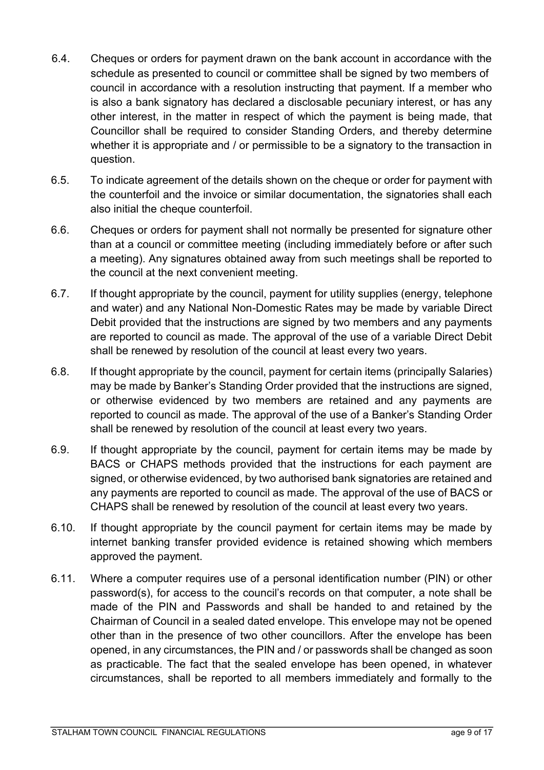6.4. Cheques or orders for payment drawn on the bank account in accordance with the schedule as presented to council or committee shall be signed by two members of council in accordance with a resolution instructing that payment. If a member who is also a bank signatory has declared a disclosable pecuniary interest, or has any other interest, in the matter in respect of which the payment is being made, that Councillor shall be required to consider Standing Orders, and thereby determine whether it is appropriate and / or permissible to be a signatory to the transaction in question.

6.5. To indicate agreement of the details shown on the cheque or order for payment with the counterfoil and the invoice or similar documentation, the signatories shall each also initial the cheque counterfoil.

6.6. Cheques or orders for payment shall not normally be presented for signature other than at a council or committee meeting (including immediately before or after such a meeting). Any signatures obtained away from such meetings shall be reported to the council at the next convenient meeting.

6.7. If thought appropriate by the council, payment for utility supplies (energy, telephone and water) and any National Non-Domestic Rates may be made by variable Direct Debit provided that the instructions are signed by two members and any payments are reported to council as made. The approval of the use of a variable Direct Debit shall be renewed by resolution of the council at least every two years.

6.8. If thought appropriate by the council, payment for certain items (principally Salaries) may be made by Banker's Standing Order provided that the instructions are signed, or otherwise evidenced by two members are retained and any payments are reported to council as made. The approval of the use of a Banker's Standing Order shall be renewed by resolution of the council at least every two years.

6.9. If thought appropriate by the council, payment for certain items may be made by BACS or CHAPS methods provided that the instructions for each payment are signed, or otherwise evidenced, by two authorised bank signatories are retained and any payments are reported to council as made. The approval of the use of BACS or CHAPS shall be renewed by resolution of the council at least every two years.

6.10. If thought appropriate by the council payment for certain items may be made by internet banking transfer provided evidence is retained showing which members approved the payment.

6.11. Where a computer requires use of a personal identification number (PIN) or other password(s), for access to the council's records on that computer, a note shall be made of the PIN and Passwords and shall be handed to and retained by the Chairman of Council in a sealed dated envelope. This envelope may not be opened other than in the presence of two other councillors. After the envelope has been opened, in any circumstances, the PIN and / or passwords shall be changed as soon as practicable. The fact that the sealed envelope has been opened, in whatever circumstances, shall be reported to all members immediately and formally to the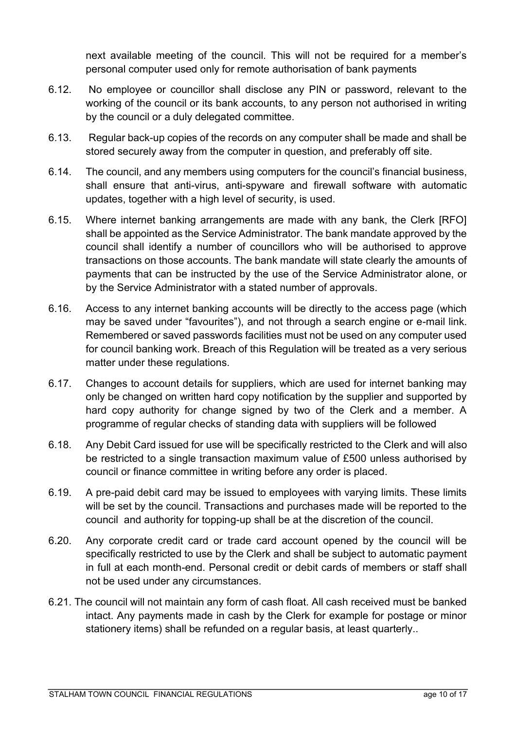next available meeting of the council. This will not be required for a member's personal computer used only for remote authorisation of bank payments

6.12. No employee or councillor shall disclose any PIN or password, relevant to the working of the council or its bank accounts, to any person not authorised in writing by the council or a duly delegated committee.

6.13. Regular back-up copies of the records on any computer shall be made and shall be stored securely away from the computer in question, and preferably off site.

6.14. The council, and any members using computers for the council's financial business, shall ensure that anti-virus, anti-spyware and firewall software with automatic updates, together with a high level of security, is used.

6.15. Where internet banking arrangements are made with any bank, the Clerk [RFO] shall be appointed as the Service Administrator. The bank mandate approved by the council shall identify a number of councillors who will be authorised to approve transactions on those accounts. The bank mandate will state clearly the amounts of payments that can be instructed by the use of the Service Administrator alone, or by the Service Administrator with a stated number of approvals.

6.16. Access to any internet banking accounts will be directly to the access page (which may be saved under "favourites"), and not through a search engine or e-mail link. Remembered or saved passwords facilities must not be used on any computer used for council banking work. Breach of this Regulation will be treated as a very serious matter under these regulations.

6.17. Changes to account details for suppliers, which are used for internet banking may only be changed on written hard copy notification by the supplier and supported by hard copy authority for change signed by two of the Clerk and a member. A programme of regular checks of standing data with suppliers will be followed

6.18. Any Debit Card issued for use will be specifically restricted to the Clerk and will also be restricted to a single transaction maximum value of £500 unless authorised by council or finance committee in writing before any order is placed.

6.19. A pre-paid debit card may be issued to employees with varying limits. These limits will be set by the council. Transactions and purchases made will be reported to the council and authority for topping-up shall be at the discretion of the council.

6.20. Any corporate credit card or trade card account opened by the council will be specifically restricted to use by the Clerk and shall be subject to automatic payment in full at each month-end. Personal credit or debit cards of members or staff shall not be used under any circumstances.

6.21. The council will not maintain any form of cash float. All cash received must be banked intact. Any payments made in cash by the Clerk for example for postage or minor stationery items) shall be refunded on a regular basis, at least quarterly..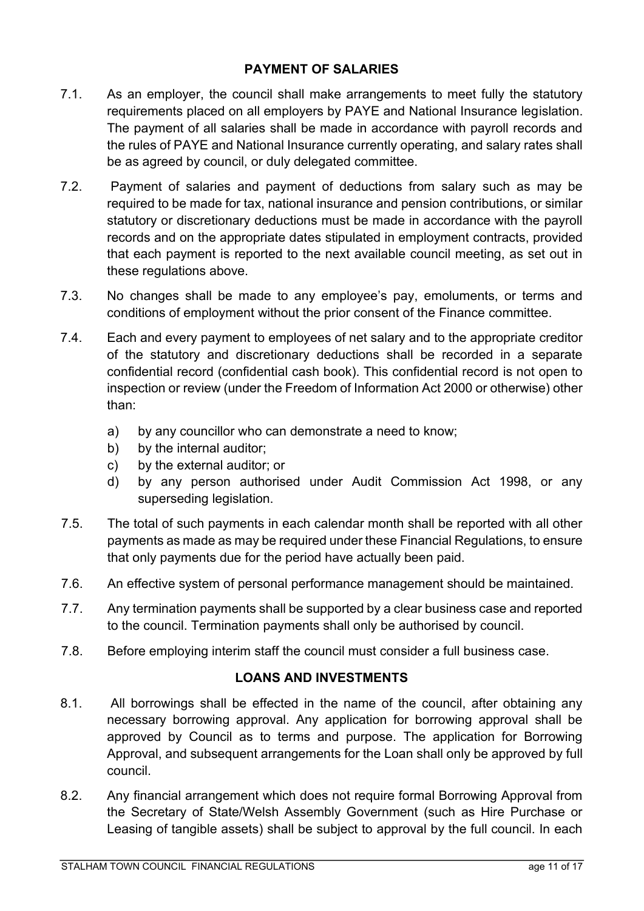## PAYMENT OF SALARIES

7.1. As an employer, the council shall make arrangements to meet fully the statutory requirements placed on all employers by PAYE and National Insurance legislation. The payment of all salaries shall be made in accordance with payroll records and the rules of PAYE and National Insurance currently operating, and salary rates shall be as agreed by council, or duly delegated committee.

7.2. Payment of salaries and payment of deductions from salary such as may be required to be made for tax, national insurance and pension contributions, or similar statutory or discretionary deductions must be made in accordance with the payroll records and on the appropriate dates stipulated in employment contracts, provided that each payment is reported to the next available council meeting, as set out in these regulations above.

7.3. No changes shall be made to any employee's pay, emoluments, or terms and conditions of employment without the prior consent of the Finance committee.

7.4. Each and every payment to employees of net salary and to the appropriate creditor of the statutory and discretionary deductions shall be recorded in a separate confidential record (confidential cash book). This confidential record is not open to inspection or review (under the Freedom of Information Act 2000 or otherwise) other than:

a) by any councillor who can demonstrate a need to know;
b) by the internal auditor;
c) by the external auditor; or
d) by any person authorised under Audit Commission Act 1998, or any superseding legislation.

7.5. The total of such payments in each calendar month shall be reported with all other payments as made as may be required under these Financial Regulations, to ensure that only payments due for the period have actually been paid.

7.6. An effective system of personal performance management should be maintained.

7.7. Any termination payments shall be supported by a clear business case and reported to the council. Termination payments shall only be authorised by council.

7.8. Before employing interim staff the council must consider a full business case.

## LOANS AND INVESTMENTS

8.1. All borrowings shall be effected in the name of the council, after obtaining any necessary borrowing approval. Any application for borrowing approval shall be approved by Council as to terms and purpose. The application for Borrowing Approval, and subsequent arrangements for the Loan shall only be approved by full council.

8.2. Any financial arrangement which does not require formal Borrowing Approval from the Secretary of State/Welsh Assembly Government (such as Hire Purchase or Leasing of tangible assets) shall be subject to approval by the full council. In each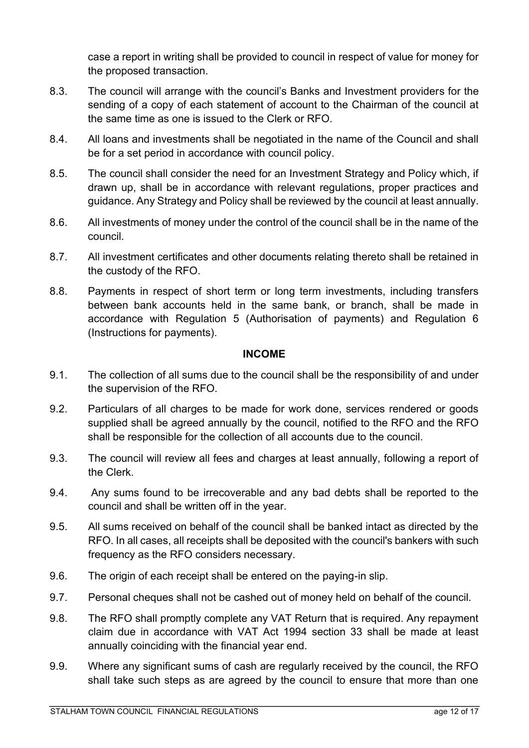case a report in writing shall be provided to council in respect of value for money for the proposed transaction.

8.3. The council will arrange with the council's Banks and Investment providers for the sending of a copy of each statement of account to the Chairman of the council at the same time as one is issued to the Clerk or RFO.

8.4. All loans and investments shall be negotiated in the name of the Council and shall be for a set period in accordance with council policy.

8.5. The council shall consider the need for an Investment Strategy and Policy which, if drawn up, shall be in accordance with relevant regulations, proper practices and guidance. Any Strategy and Policy shall be reviewed by the council at least annually.

8.6. All investments of money under the control of the council shall be in the name of the council.

8.7. All investment certificates and other documents relating thereto shall be retained in the custody of the RFO.

8.8. Payments in respect of short term or long term investments, including transfers between bank accounts held in the same bank, or branch, shall be made in accordance with Regulation 5 (Authorisation of payments) and Regulation 6 (Instructions for payments).

**INCOME**

9.1. The collection of all sums due to the council shall be the responsibility of and under the supervision of the RFO.

9.2. Particulars of all charges to be made for work done, services rendered or goods supplied shall be agreed annually by the council, notified to the RFO and the RFO shall be responsible for the collection of all accounts due to the council.

9.3. The council will review all fees and charges at least annually, following a report of the Clerk.

9.4. Any sums found to be irrecoverable and any bad debts shall be reported to the council and shall be written off in the year.

9.5. All sums received on behalf of the council shall be banked intact as directed by the RFO. In all cases, all receipts shall be deposited with the council's bankers with such frequency as the RFO considers necessary.

9.6. The origin of each receipt shall be entered on the paying-in slip.

9.7. Personal cheques shall not be cashed out of money held on behalf of the council.

9.8. The RFO shall promptly complete any VAT Return that is required. Any repayment claim due in accordance with VAT Act 1994 section 33 shall be made at least annually coinciding with the financial year end.

9.9. Where any significant sums of cash are regularly received by the council, the RFO shall take such steps as are agreed by the council to ensure that more than one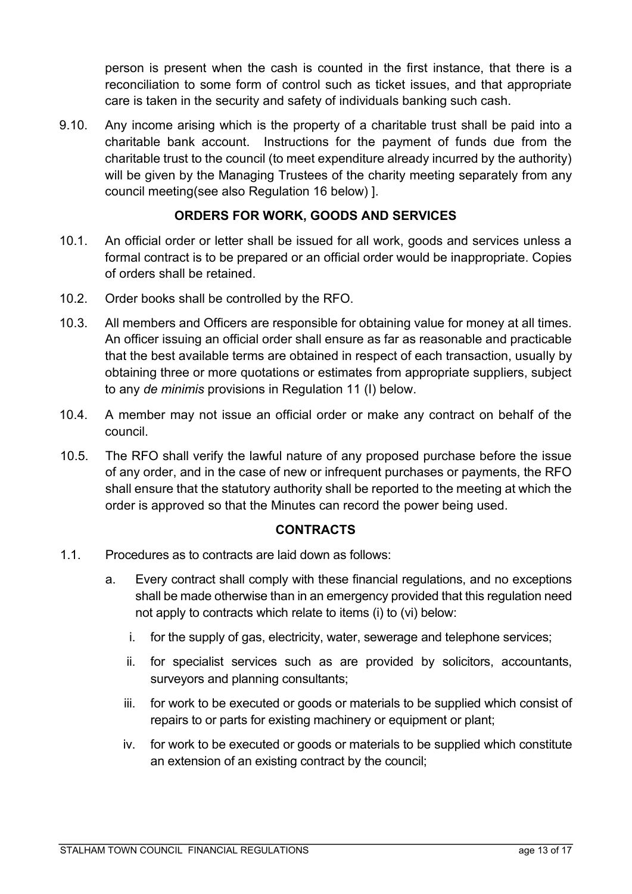person is present when the cash is counted in the first instance, that there is a reconciliation to some form of control such as ticket issues, and that appropriate care is taken in the security and safety of individuals banking such cash.

9.10. Any income arising which is the property of a charitable trust shall be paid into a charitable bank account. Instructions for the payment of funds due from the charitable trust to the council (to meet expenditure already incurred by the authority) will be given by the Managing Trustees of the charity meeting separately from any council meeting(see also Regulation 16 below) ].

### ORDERS FOR WORK, GOODS AND SERVICES

10.1. An official order or letter shall be issued for all work, goods and services unless a formal contract is to be prepared or an official order would be inappropriate. Copies of orders shall be retained.

10.2. Order books shall be controlled by the RFO.

10.3. All members and Officers are responsible for obtaining value for money at all times. An officer issuing an official order shall ensure as far as reasonable and practicable that the best available terms are obtained in respect of each transaction, usually by obtaining three or more quotations or estimates from appropriate suppliers, subject to any *de minimis* provisions in Regulation 11 (I) below.

10.4. A member may not issue an official order or make any contract on behalf of the council.

10.5. The RFO shall verify the lawful nature of any proposed purchase before the issue of any order, and in the case of new or infrequent purchases or payments, the RFO shall ensure that the statutory authority shall be reported to the meeting at which the order is approved so that the Minutes can record the power being used.

### CONTRACTS

1.1. Procedures as to contracts are laid down as follows:

   a. Every contract shall comply with these financial regulations, and no exceptions shall be made otherwise than in an emergency provided that this regulation need not apply to contracts which relate to items (i) to (vi) below:

      i. for the supply of gas, electricity, water, sewerage and telephone services;

      ii. for specialist services such as are provided by solicitors, accountants, surveyors and planning consultants;

      iii. for work to be executed or goods or materials to be supplied which consist of repairs to or parts for existing machinery or equipment or plant;

      iv. for work to be executed or goods or materials to be supplied which constitute an extension of an existing contract by the council;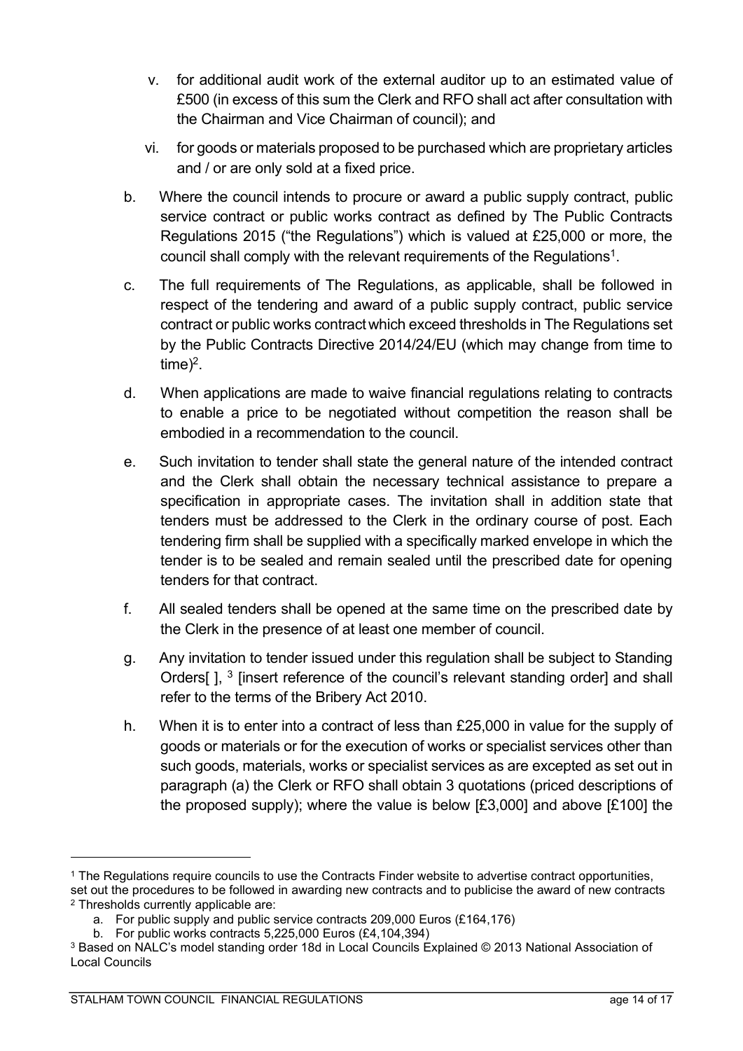v. for additional audit work of the external auditor up to an estimated value of £500 (in excess of this sum the Clerk and RFO shall act after consultation with the Chairman and Vice Chairman of council); and

vi. for goods or materials proposed to be purchased which are proprietary articles and / or are only sold at a fixed price.

b. Where the council intends to procure or award a public supply contract, public service contract or public works contract as defined by The Public Contracts Regulations 2015 ("the Regulations") which is valued at £25,000 or more, the council shall comply with the relevant requirements of the Regulations[1].

c. The full requirements of The Regulations, as applicable, shall be followed in respect of the tendering and award of a public supply contract, public service contract or public works contract which exceed thresholds in The Regulations set by the Public Contracts Directive 2014/24/EU (which may change from time to time)[2].

d. When applications are made to waive financial regulations relating to contracts to enable a price to be negotiated without competition the reason shall be embodied in a recommendation to the council.

e. Such invitation to tender shall state the general nature of the intended contract and the Clerk shall obtain the necessary technical assistance to prepare a specification in appropriate cases. The invitation shall in addition state that tenders must be addressed to the Clerk in the ordinary course of post. Each tendering firm shall be supplied with a specifically marked envelope in which the tender is to be sealed and remain sealed until the prescribed date for opening tenders for that contract.

f. All sealed tenders shall be opened at the same time on the prescribed date by the Clerk in the presence of at least one member of council.

g. Any invitation to tender issued under this regulation shall be subject to Standing Orders[ ], [3] [insert reference of the council's relevant standing order] and shall refer to the terms of the Bribery Act 2010.

h. When it is to enter into a contract of less than £25,000 in value for the supply of goods or materials or for the execution of works or specialist services other than such goods, materials, works or specialist services as are excepted as set out in paragraph (a) the Clerk or RFO shall obtain 3 quotations (priced descriptions of the proposed supply); where the value is below [£3,000] and above [£100] the

---

[1] The Regulations require councils to use the Contracts Finder website to advertise contract opportunities, set out the procedures to be followed in awarding new contracts and to publicise the award of new contracts

[2] Thresholds currently applicable are:

a. For public supply and public service contracts 209,000 Euros (£164,176)

b. For public works contracts 5,225,000 Euros (£4,104,394)

[3] Based on NALC's model standing order 18d in Local Councils Explained © 2013 National Association of Local Councils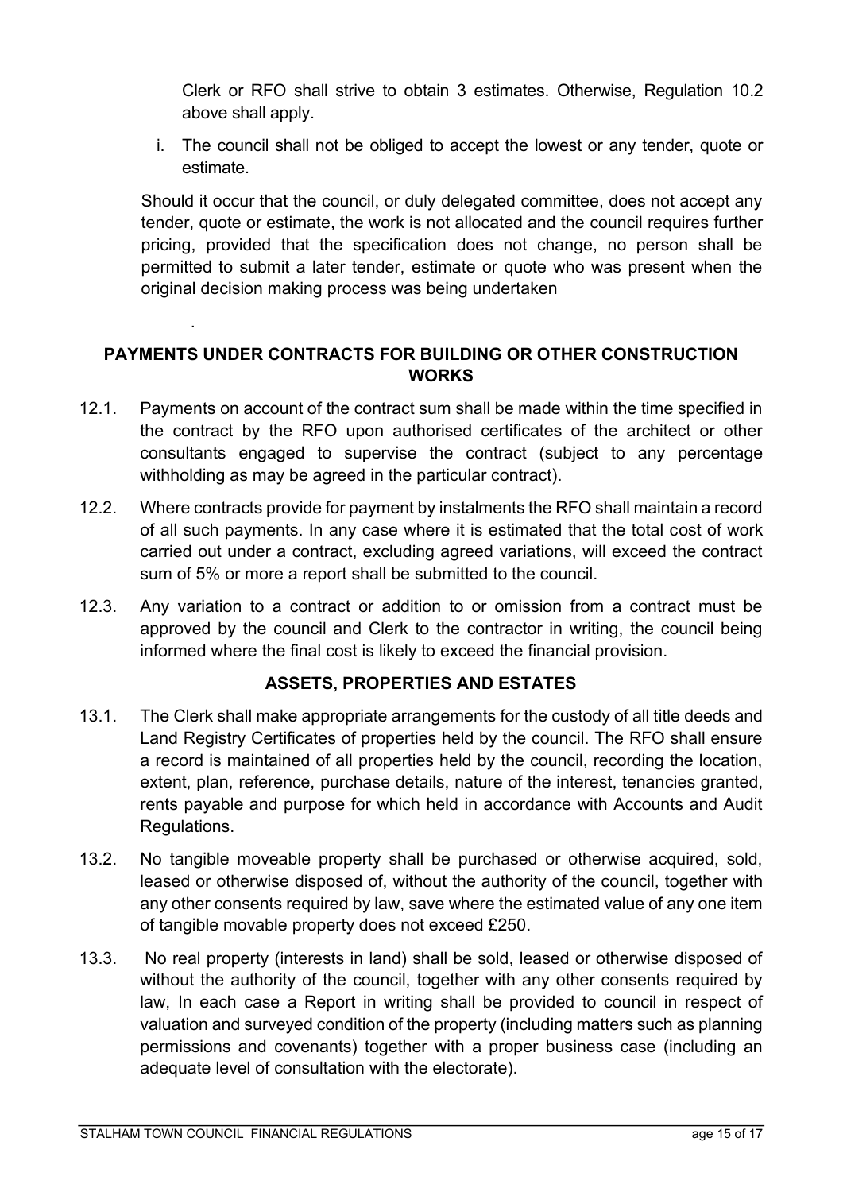Clerk or RFO shall strive to obtain 3 estimates. Otherwise, Regulation 10.2 above shall apply.

i. The council shall not be obliged to accept the lowest or any tender, quote or estimate.

Should it occur that the council, or duly delegated committee, does not accept any tender, quote or estimate, the work is not allocated and the council requires further pricing, provided that the specification does not change, no person shall be permitted to submit a later tender, estimate or quote who was present when the original decision making process was being undertaken

.

## PAYMENTS UNDER CONTRACTS FOR BUILDING OR OTHER CONSTRUCTION WORKS

12.1. Payments on account of the contract sum shall be made within the time specified in the contract by the RFO upon authorised certificates of the architect or other consultants engaged to supervise the contract (subject to any percentage withholding as may be agreed in the particular contract).

12.2. Where contracts provide for payment by instalments the RFO shall maintain a record of all such payments. In any case where it is estimated that the total cost of work carried out under a contract, excluding agreed variations, will exceed the contract sum of 5% or more a report shall be submitted to the council.

12.3. Any variation to a contract or addition to or omission from a contract must be approved by the council and Clerk to the contractor in writing, the council being informed where the final cost is likely to exceed the financial provision.

## ASSETS, PROPERTIES AND ESTATES

13.1. The Clerk shall make appropriate arrangements for the custody of all title deeds and Land Registry Certificates of properties held by the council. The RFO shall ensure a record is maintained of all properties held by the council, recording the location, extent, plan, reference, purchase details, nature of the interest, tenancies granted, rents payable and purpose for which held in accordance with Accounts and Audit Regulations.

13.2. No tangible moveable property shall be purchased or otherwise acquired, sold, leased or otherwise disposed of, without the authority of the council, together with any other consents required by law, save where the estimated value of any one item of tangible movable property does not exceed £250.

13.3. No real property (interests in land) shall be sold, leased or otherwise disposed of without the authority of the council, together with any other consents required by law, In each case a Report in writing shall be provided to council in respect of valuation and surveyed condition of the property (including matters such as planning permissions and covenants) together with a proper business case (including an adequate level of consultation with the electorate).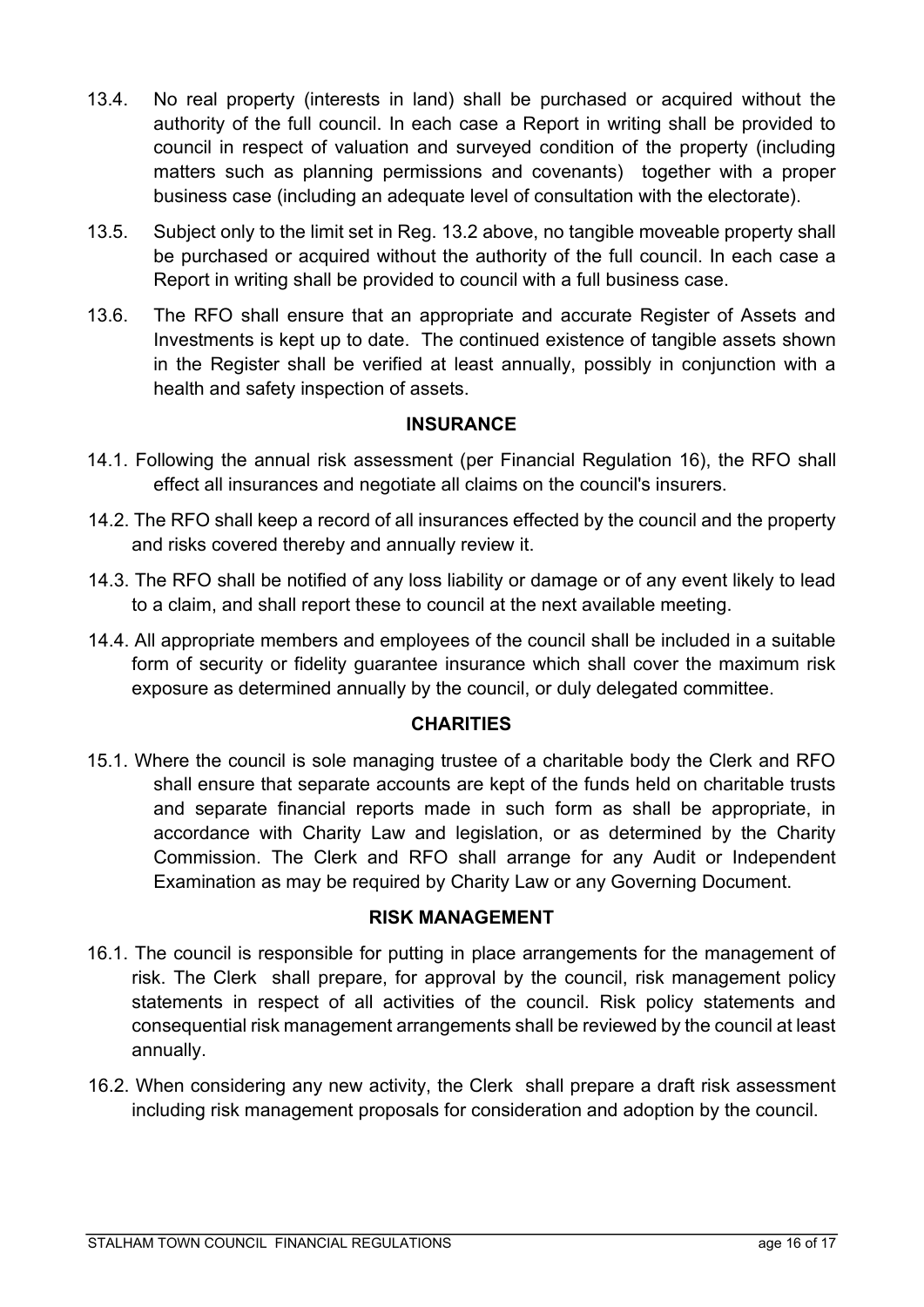13.4. No real property (interests in land) shall be purchased or acquired without the authority of the full council. In each case a Report in writing shall be provided to council in respect of valuation and surveyed condition of the property (including matters such as planning permissions and covenants) together with a proper business case (including an adequate level of consultation with the electorate).

13.5. Subject only to the limit set in Reg. 13.2 above, no tangible moveable property shall be purchased or acquired without the authority of the full council. In each case a Report in writing shall be provided to council with a full business case.

13.6. The RFO shall ensure that an appropriate and accurate Register of Assets and Investments is kept up to date. The continued existence of tangible assets shown in the Register shall be verified at least annually, possibly in conjunction with a health and safety inspection of assets.

## INSURANCE

14.1. Following the annual risk assessment (per Financial Regulation 16), the RFO shall effect all insurances and negotiate all claims on the council's insurers.

14.2. The RFO shall keep a record of all insurances effected by the council and the property and risks covered thereby and annually review it.

14.3. The RFO shall be notified of any loss liability or damage or of any event likely to lead to a claim, and shall report these to council at the next available meeting.

14.4. All appropriate members and employees of the council shall be included in a suitable form of security or fidelity guarantee insurance which shall cover the maximum risk exposure as determined annually by the council, or duly delegated committee.

## CHARITIES

15.1. Where the council is sole managing trustee of a charitable body the Clerk and RFO shall ensure that separate accounts are kept of the funds held on charitable trusts and separate financial reports made in such form as shall be appropriate, in accordance with Charity Law and legislation, or as determined by the Charity Commission. The Clerk and RFO shall arrange for any Audit or Independent Examination as may be required by Charity Law or any Governing Document.

## RISK MANAGEMENT

16.1. The council is responsible for putting in place arrangements for the management of risk. The Clerk shall prepare, for approval by the council, risk management policy statements in respect of all activities of the council. Risk policy statements and consequential risk management arrangements shall be reviewed by the council at least annually.

16.2. When considering any new activity, the Clerk shall prepare a draft risk assessment including risk management proposals for consideration and adoption by the council.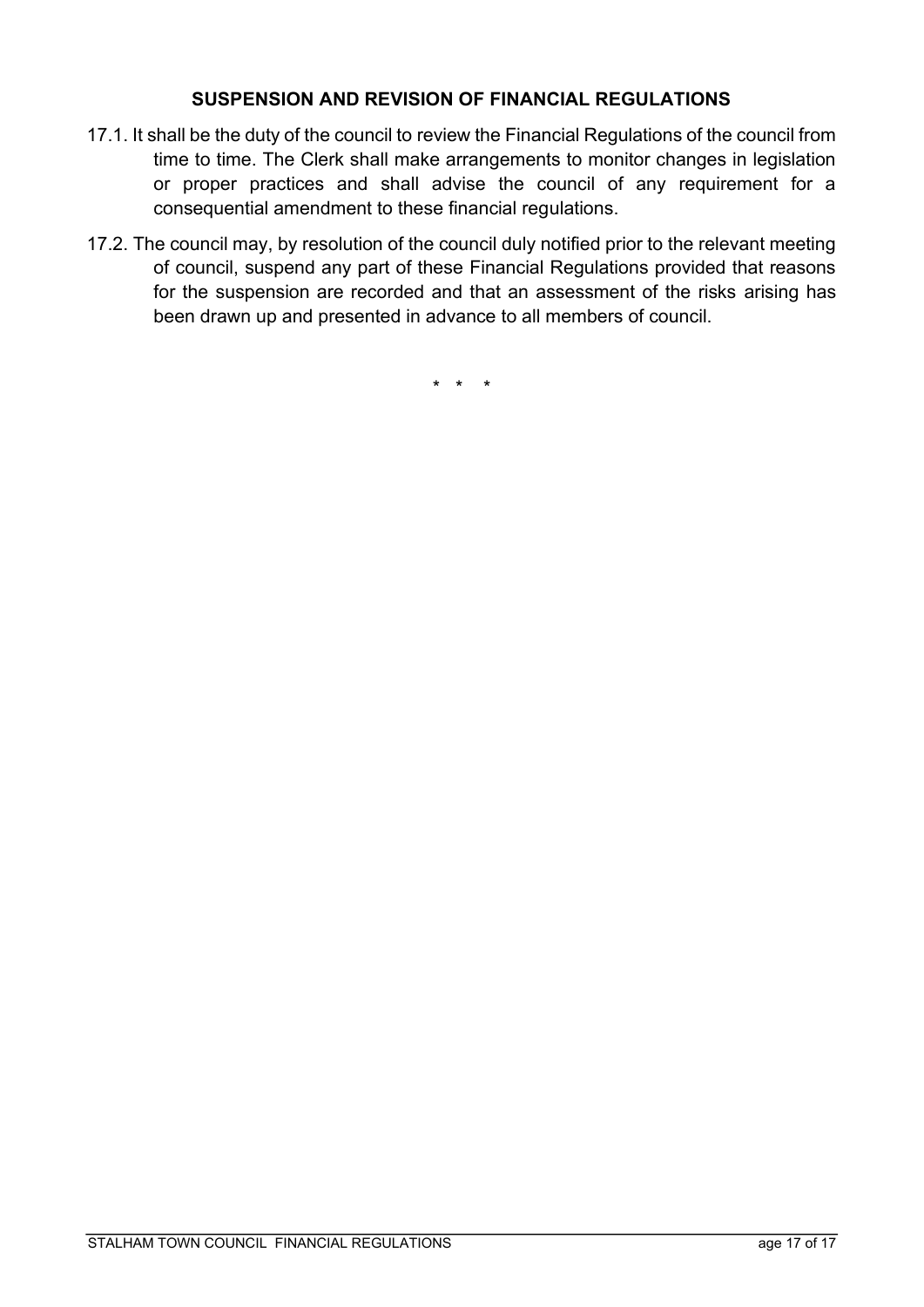## SUSPENSION AND REVISION OF FINANCIAL REGULATIONS

17.1. It shall be the duty of the council to review the Financial Regulations of the council from time to time. The Clerk shall make arrangements to monitor changes in legislation or proper practices and shall advise the council of any requirement for a consequential amendment to these financial regulations.

17.2. The council may, by resolution of the council duly notified prior to the relevant meeting of council, suspend any part of these Financial Regulations provided that reasons for the suspension are recorded and that an assessment of the risks arising has been drawn up and presented in advance to all members of council.

\* \* \*